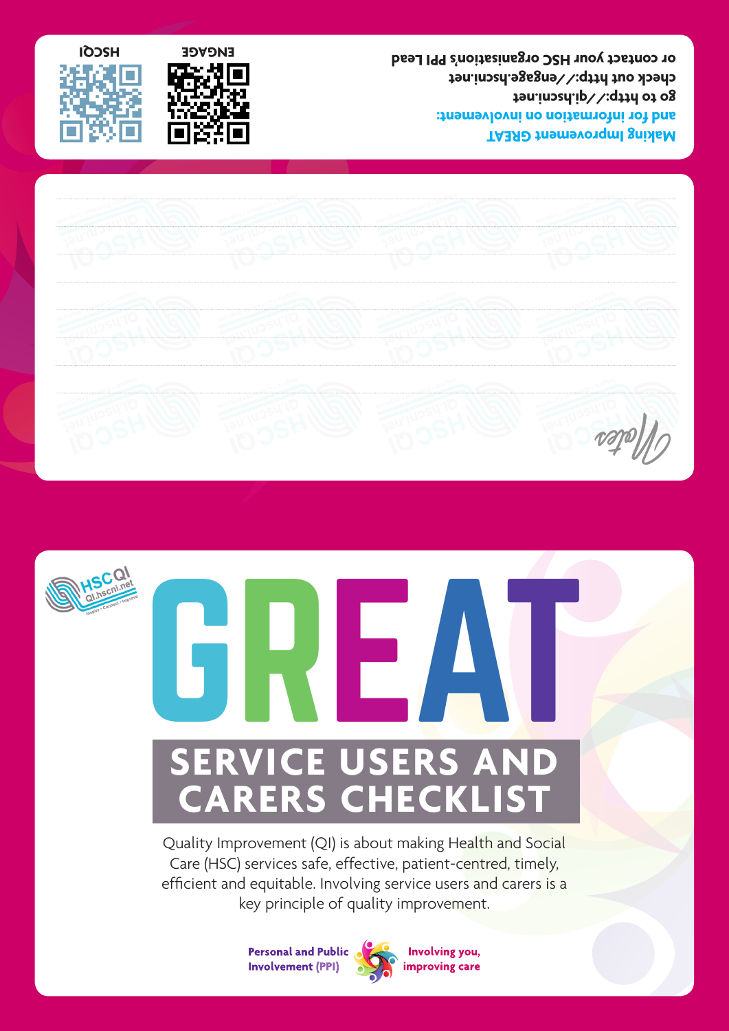Making Improvement GREAT
and for information on involvement:
go to http://qi.hscni.net
check out http://engage.hscni.net
or contact your HSC organisation's PPI Lead

ENGAGE

HSCQI

Notes

# GREAT

## SERVICE USERS AND CARERS CHECKLIST

Quality Improvement (QI) is about making Health and Social Care (HSC) services safe, effective, patient-centred, timely, efficient and equitable. Involving service users and carers is a key principle of quality improvement.

**Personal and Public Involvement (PPI)** — **Involving you, improving care**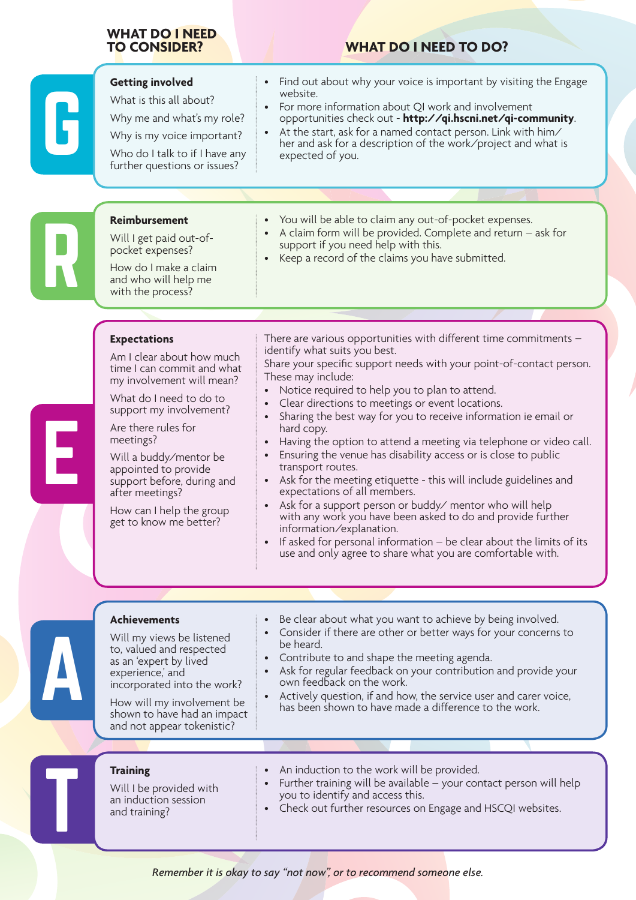**WHAT DO I NEED TO CONSIDER?** | **WHAT DO I NEED TO DO?**

## G

### Getting involved

What is this all about?

Why me and what's my role?

Why is my voice important?

Who do I talk to if I have any further questions or issues?

- Find out about why your voice is important by visiting the Engage website.
- For more information about QI work and involvement opportunities check out - **http://qi.hscni.net/qi-community**.
- At the start, ask for a named contact person. Link with him/her and ask for a description of the work/project and what is expected of you.

## R

### Reimbursement

Will I get paid out-of-pocket expenses?

How do I make a claim and who will help me with the process?

- You will be able to claim any out-of-pocket expenses.
- A claim form will be provided. Complete and return – ask for support if you need help with this.
- Keep a record of the claims you have submitted.

## E

### Expectations

Am I clear about how much time I can commit and what my involvement will mean?

What do I need to do to support my involvement?

Are there rules for meetings?

Will a buddy/mentor be appointed to provide support before, during and after meetings?

How can I help the group get to know me better?

There are various opportunities with different time commitments – identify what suits you best.

Share your specific support needs with your point-of-contact person. These may include:

- Notice required to help you to plan to attend.
- Clear directions to meetings or event locations.
- Sharing the best way for you to receive information ie email or hard copy.
- Having the option to attend a meeting via telephone or video call.
- Ensuring the venue has disability access or is close to public transport routes.
- Ask for the meeting etiquette - this will include guidelines and expectations of all members.
- Ask for a support person or buddy/ mentor who will help with any work you have been asked to do and provide further information/explanation.
- If asked for personal information – be clear about the limits of its use and only agree to share what you are comfortable with.

## A

### Achievements

Will my views be listened to, valued and respected as an 'expert by lived experience,' and incorporated into the work?

How will my involvement be shown to have had an impact and not appear tokenistic?

- Be clear about what you want to achieve by being involved.
- Consider if there are other or better ways for your concerns to be heard.
- Contribute to and shape the meeting agenda.
- Ask for regular feedback on your contribution and provide your own feedback on the work.
- Actively question, if and how, the service user and carer voice, has been shown to have made a difference to the work.

## T

### Training

Will I be provided with an induction session and training?

- An induction to the work will be provided.
- Further training will be available – your contact person will help you to identify and access this.
- Check out further resources on Engage and HSCQI websites.

*Remember it is okay to say "not now", or to recommend someone else.*